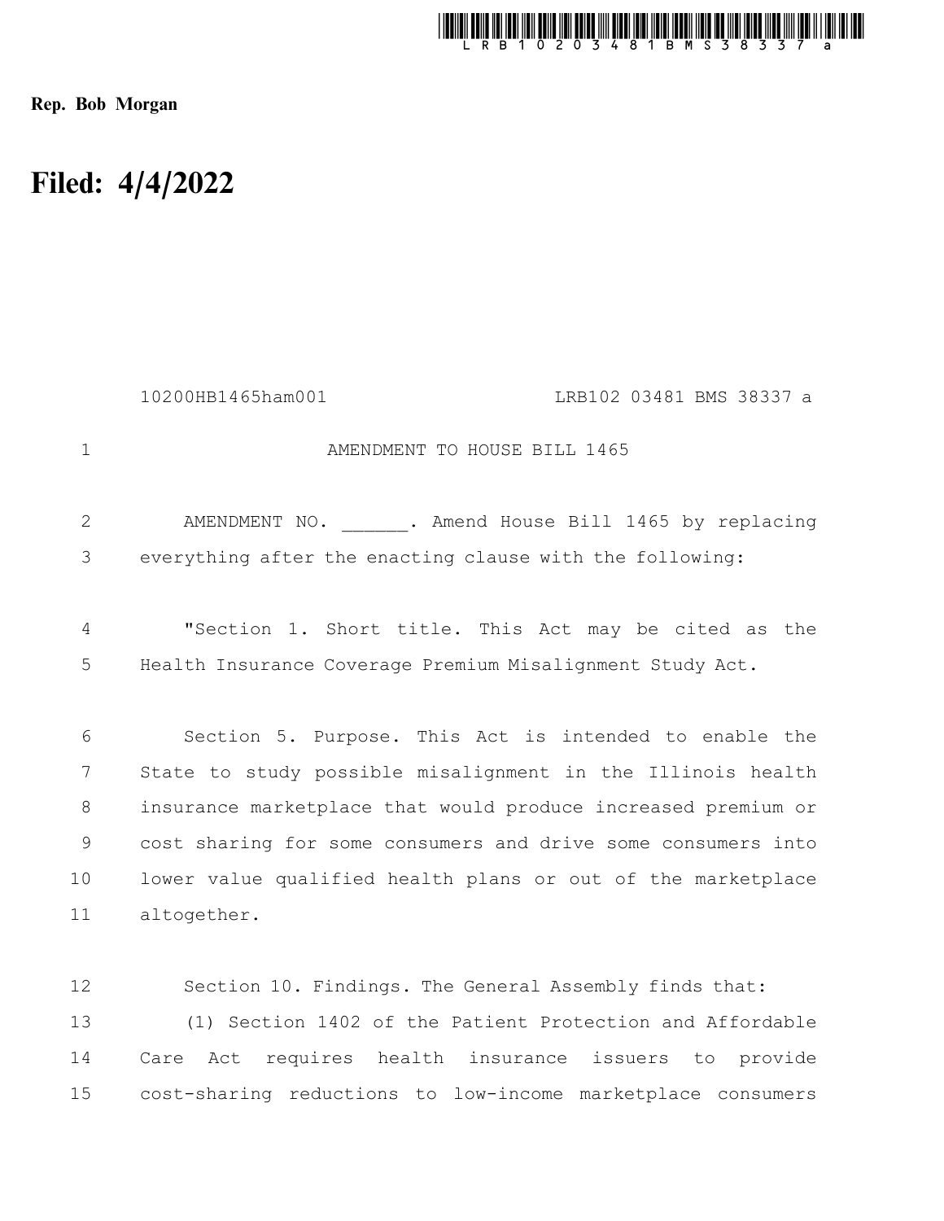Rep. Bob Morgan

# Filed: 4/4/2022

10200HB1465ham001 LRB102 03481 BMS 38337 a

AMENDMENT TO HOUSE BILL 1465

AMENDMENT NO. ______. Amend House Bill 1465 by replacing everything after the enacting clause with the following:

"Section 1. Short title. This Act may be cited as the Health Insurance Coverage Premium Misalignment Study Act.

Section 5. Purpose. This Act is intended to enable the State to study possible misalignment in the Illinois health insurance marketplace that would produce increased premium or cost sharing for some consumers and drive some consumers into lower value qualified health plans or out of the marketplace altogether.

Section 10. Findings. The General Assembly finds that:

(1) Section 1402 of the Patient Protection and Affordable Care Act requires health insurance issuers to provide cost-sharing reductions to low-income marketplace consumers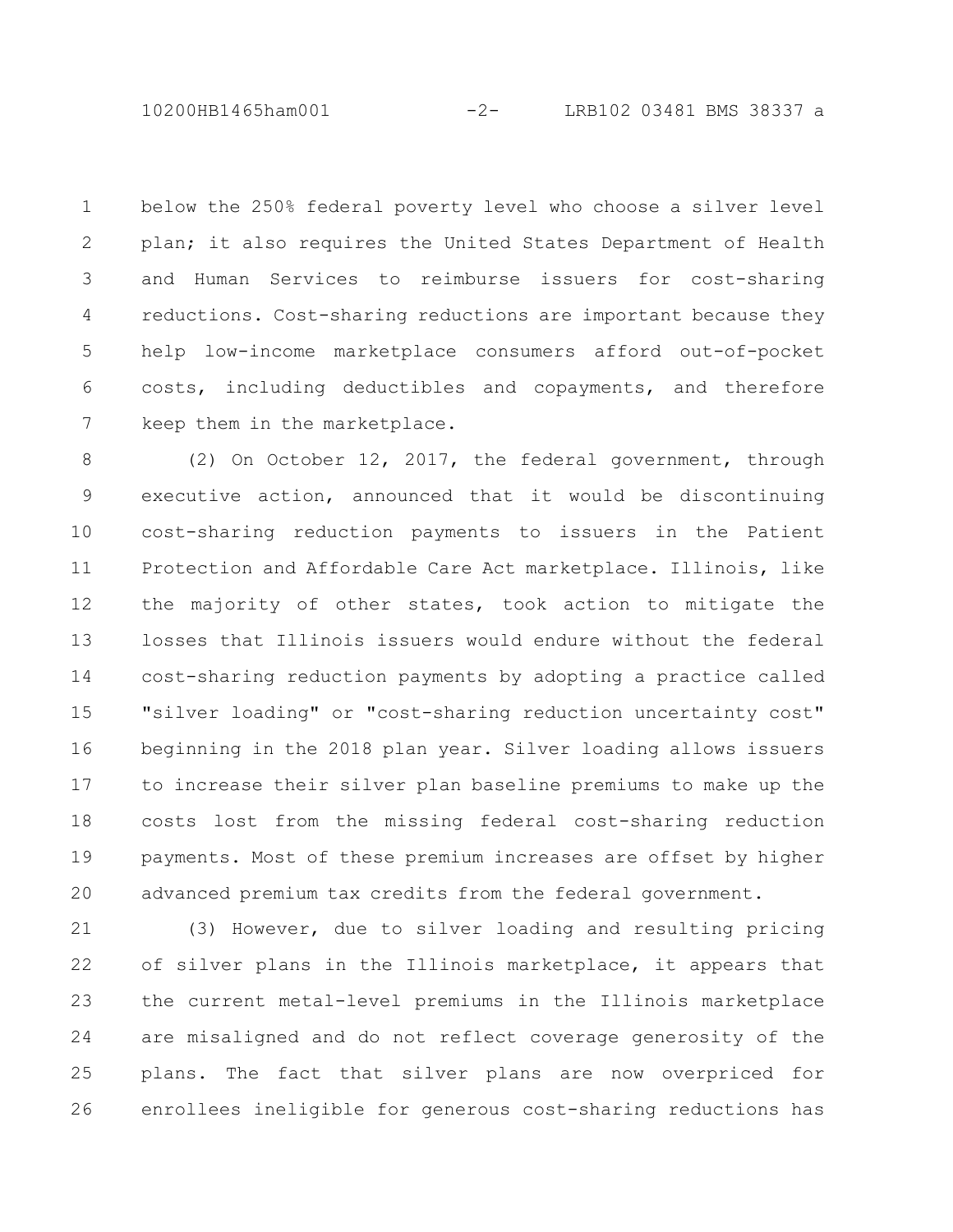below the 250% federal poverty level who choose a silver level plan; it also requires the United States Department of Health and Human Services to reimburse issuers for cost-sharing reductions. Cost-sharing reductions are important because they help low-income marketplace consumers afford out-of-pocket costs, including deductibles and copayments, and therefore keep them in the marketplace.

(2) On October 12, 2017, the federal government, through executive action, announced that it would be discontinuing cost-sharing reduction payments to issuers in the Patient Protection and Affordable Care Act marketplace. Illinois, like the majority of other states, took action to mitigate the losses that Illinois issuers would endure without the federal cost-sharing reduction payments by adopting a practice called "silver loading" or "cost-sharing reduction uncertainty cost" beginning in the 2018 plan year. Silver loading allows issuers to increase their silver plan baseline premiums to make up the costs lost from the missing federal cost-sharing reduction payments. Most of these premium increases are offset by higher advanced premium tax credits from the federal government.

(3) However, due to silver loading and resulting pricing of silver plans in the Illinois marketplace, it appears that the current metal-level premiums in the Illinois marketplace are misaligned and do not reflect coverage generosity of the plans. The fact that silver plans are now overpriced for enrollees ineligible for generous cost-sharing reductions has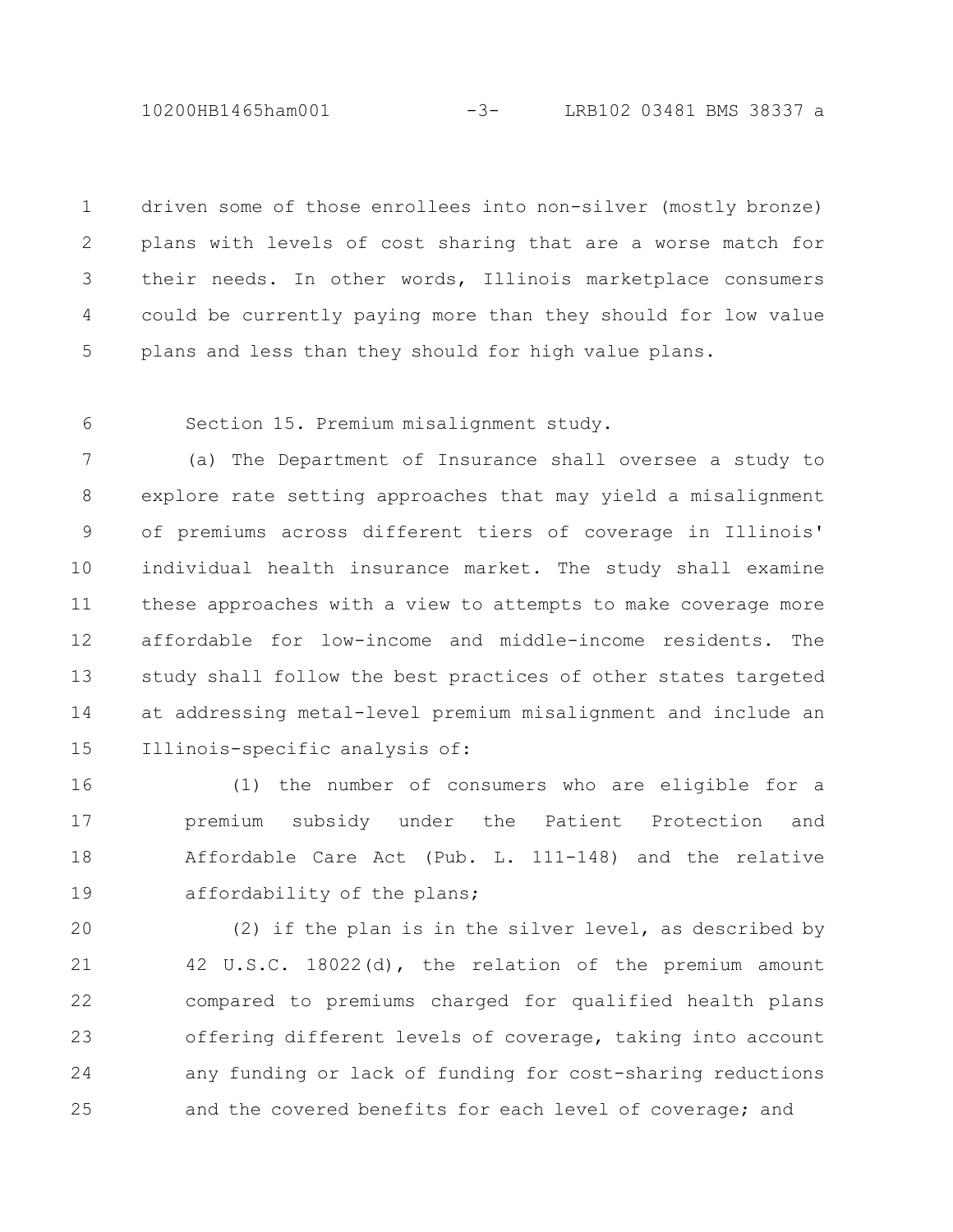driven some of those enrollees into non-silver (mostly bronze) plans with levels of cost sharing that are a worse match for their needs. In other words, Illinois marketplace consumers could be currently paying more than they should for low value plans and less than they should for high value plans.

Section 15. Premium misalignment study.

(a) The Department of Insurance shall oversee a study to explore rate setting approaches that may yield a misalignment of premiums across different tiers of coverage in Illinois' individual health insurance market. The study shall examine these approaches with a view to attempts to make coverage more affordable for low-income and middle-income residents. The study shall follow the best practices of other states targeted at addressing metal-level premium misalignment and include an Illinois-specific analysis of:

(1) the number of consumers who are eligible for a premium subsidy under the Patient Protection and Affordable Care Act (Pub. L. 111-148) and the relative affordability of the plans;

(2) if the plan is in the silver level, as described by 42 U.S.C. 18022(d), the relation of the premium amount compared to premiums charged for qualified health plans offering different levels of coverage, taking into account any funding or lack of funding for cost-sharing reductions and the covered benefits for each level of coverage; and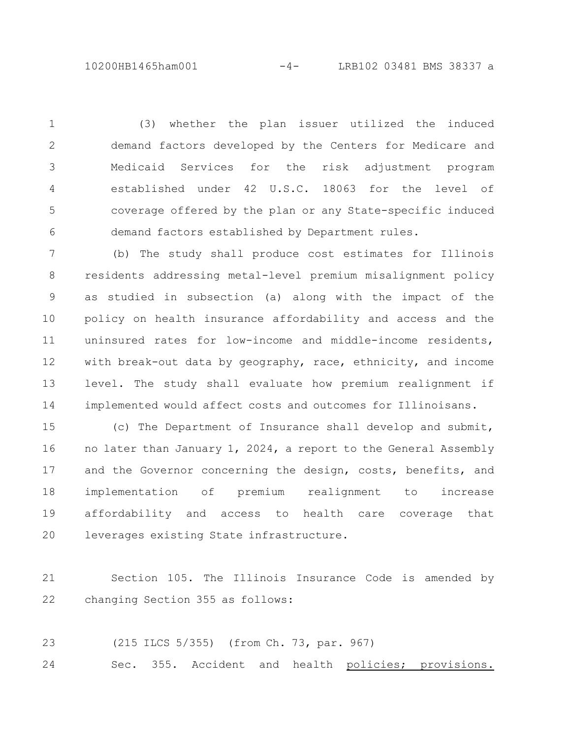(3) whether the plan issuer utilized the induced demand factors developed by the Centers for Medicare and Medicaid Services for the risk adjustment program established under 42 U.S.C. 18063 for the level of coverage offered by the plan or any State-specific induced demand factors established by Department rules.

(b) The study shall produce cost estimates for Illinois residents addressing metal-level premium misalignment policy as studied in subsection (a) along with the impact of the policy on health insurance affordability and access and the uninsured rates for low-income and middle-income residents, with break-out data by geography, race, ethnicity, and income level. The study shall evaluate how premium realignment if implemented would affect costs and outcomes for Illinoisans.

(c) The Department of Insurance shall develop and submit, no later than January 1, 2024, a report to the General Assembly and the Governor concerning the design, costs, benefits, and implementation of premium realignment to increase affordability and access to health care coverage that leverages existing State infrastructure.

Section 105. The Illinois Insurance Code is amended by changing Section 355 as follows:

(215 ILCS 5/355) (from Ch. 73, par. 967)

Sec. 355. Accident and health <u>policies; provisions.</u>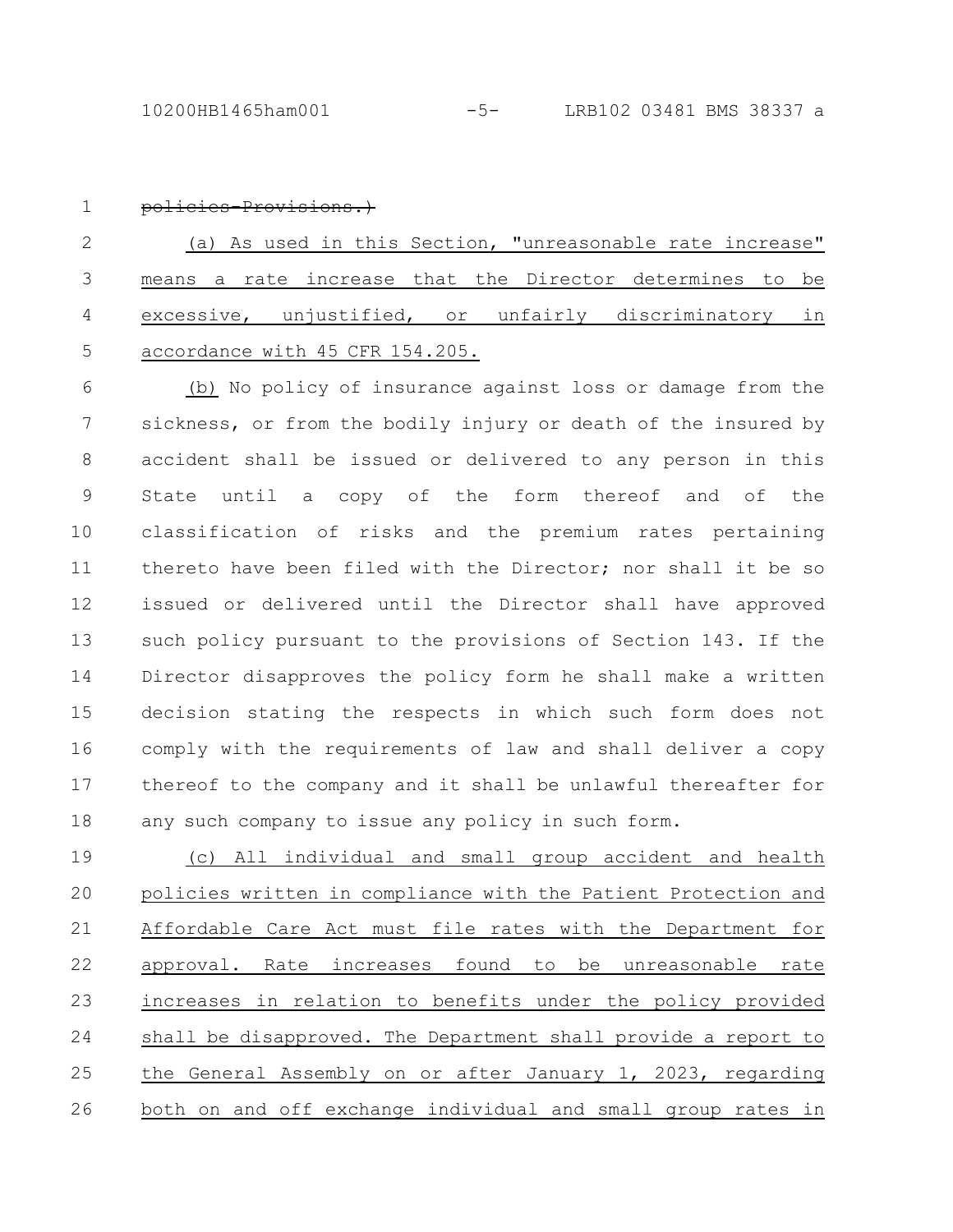~~policies—Provisions.)~~

<u>(a) As used in this Section, "unreasonable rate increase" means a rate increase that the Director determines to be excessive, unjustified, or unfairly discriminatory in accordance with 45 CFR 154.205.</u>

<u>(b)</u> No policy of insurance against loss or damage from the sickness, or from the bodily injury or death of the insured by accident shall be issued or delivered to any person in this State until a copy of the form thereof and of the classification of risks and the premium rates pertaining thereto have been filed with the Director; nor shall it be so issued or delivered until the Director shall have approved such policy pursuant to the provisions of Section 143. If the Director disapproves the policy form he shall make a written decision stating the respects in which such form does not comply with the requirements of law and shall deliver a copy thereof to the company and it shall be unlawful thereafter for any such company to issue any policy in such form.

<u>(c) All individual and small group accident and health policies written in compliance with the Patient Protection and Affordable Care Act must file rates with the Department for approval. Rate increases found to be unreasonable rate increases in relation to benefits under the policy provided shall be disapproved. The Department shall provide a report to the General Assembly on or after January 1, 2023, regarding both on and off exchange individual and small group rates in</u>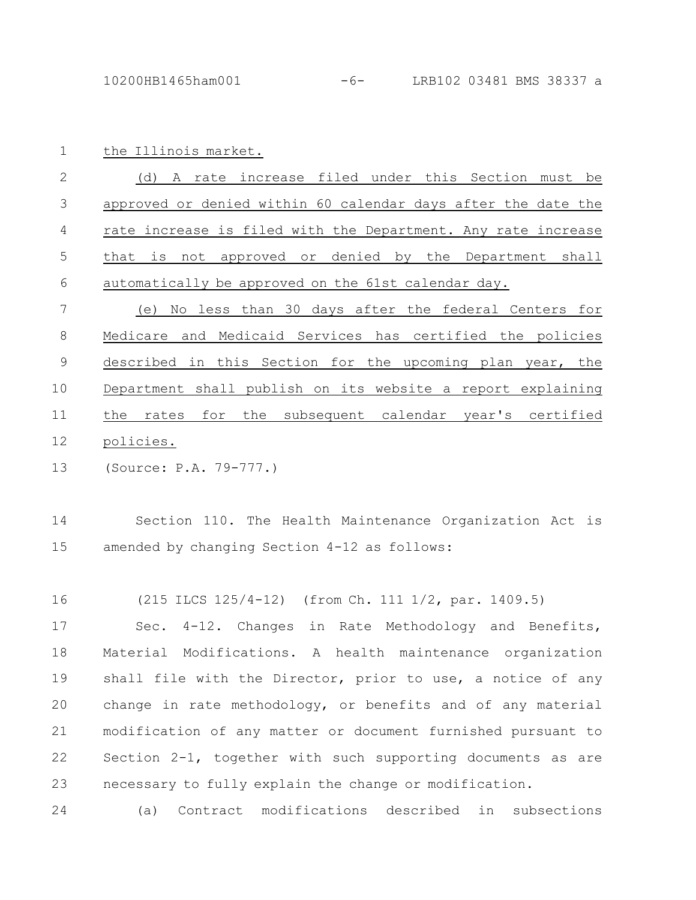the Illinois market.

(d) A rate increase filed under this Section must be approved or denied within 60 calendar days after the date the rate increase is filed with the Department. Any rate increase that is not approved or denied by the Department shall automatically be approved on the 61st calendar day.

(e) No less than 30 days after the federal Centers for Medicare and Medicaid Services has certified the policies described in this Section for the upcoming plan year, the Department shall publish on its website a report explaining the rates for the subsequent calendar year's certified policies.

(Source: P.A. 79-777.)

Section 110. The Health Maintenance Organization Act is amended by changing Section 4-12 as follows:

(215 ILCS 125/4-12) (from Ch. 111 1/2, par. 1409.5)

Sec. 4-12. Changes in Rate Methodology and Benefits, Material Modifications. A health maintenance organization shall file with the Director, prior to use, a notice of any change in rate methodology, or benefits and of any material modification of any matter or document furnished pursuant to Section 2-1, together with such supporting documents as are necessary to fully explain the change or modification.

(a) Contract modifications described in subsections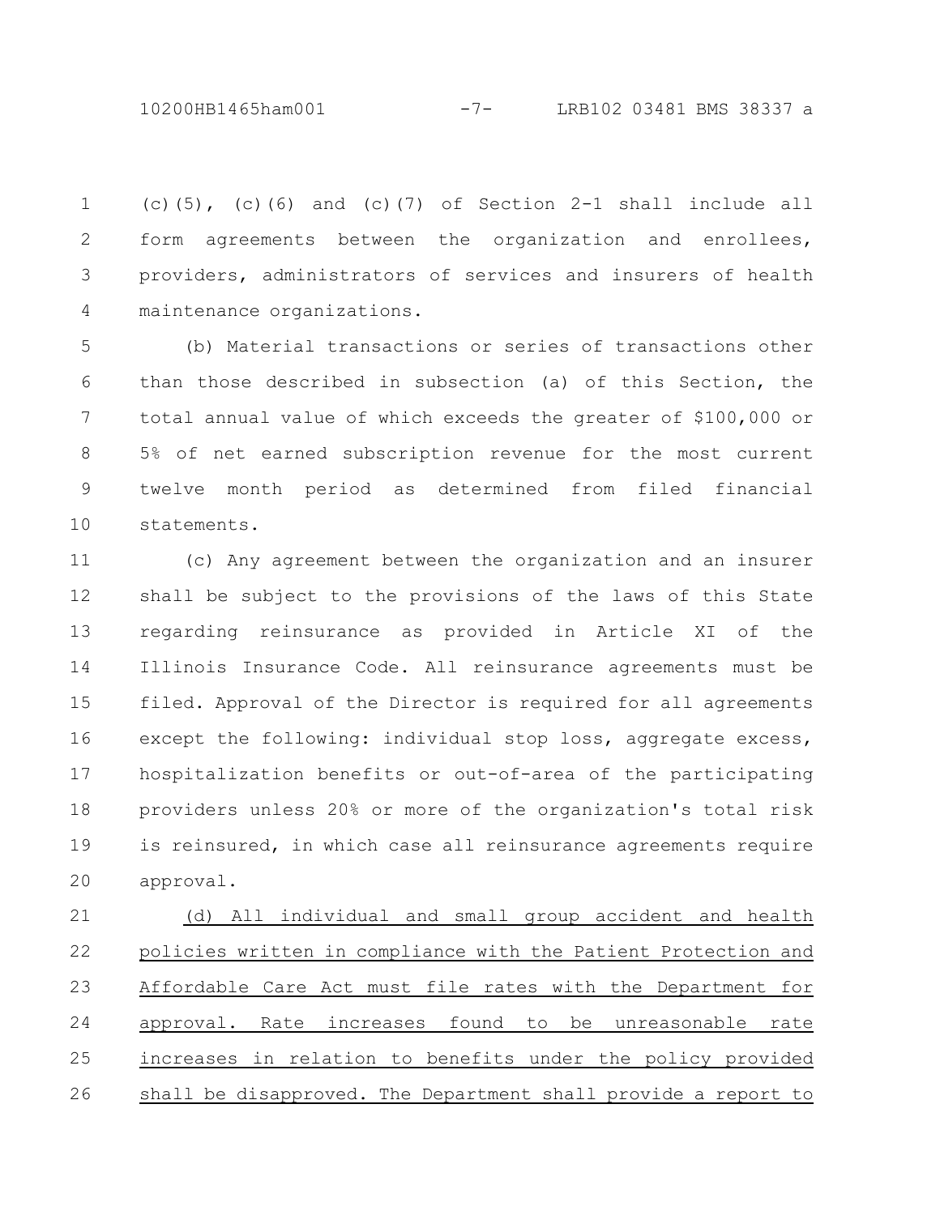(c)(5), (c)(6) and (c)(7) of Section 2-1 shall include all form agreements between the organization and enrollees, providers, administrators of services and insurers of health maintenance organizations.

(b) Material transactions or series of transactions other than those described in subsection (a) of this Section, the total annual value of which exceeds the greater of $100,000 or 5% of net earned subscription revenue for the most current twelve month period as determined from filed financial statements.

(c) Any agreement between the organization and an insurer shall be subject to the provisions of the laws of this State regarding reinsurance as provided in Article XI of the Illinois Insurance Code. All reinsurance agreements must be filed. Approval of the Director is required for all agreements except the following: individual stop loss, aggregate excess, hospitalization benefits or out-of-area of the participating providers unless 20% or more of the organization's total risk is reinsured, in which case all reinsurance agreements require approval.

<u>(d) All individual and small group accident and health policies written in compliance with the Patient Protection and Affordable Care Act must file rates with the Department for approval. Rate increases found to be unreasonable rate increases in relation to benefits under the policy provided shall be disapproved. The Department shall provide a report to</u>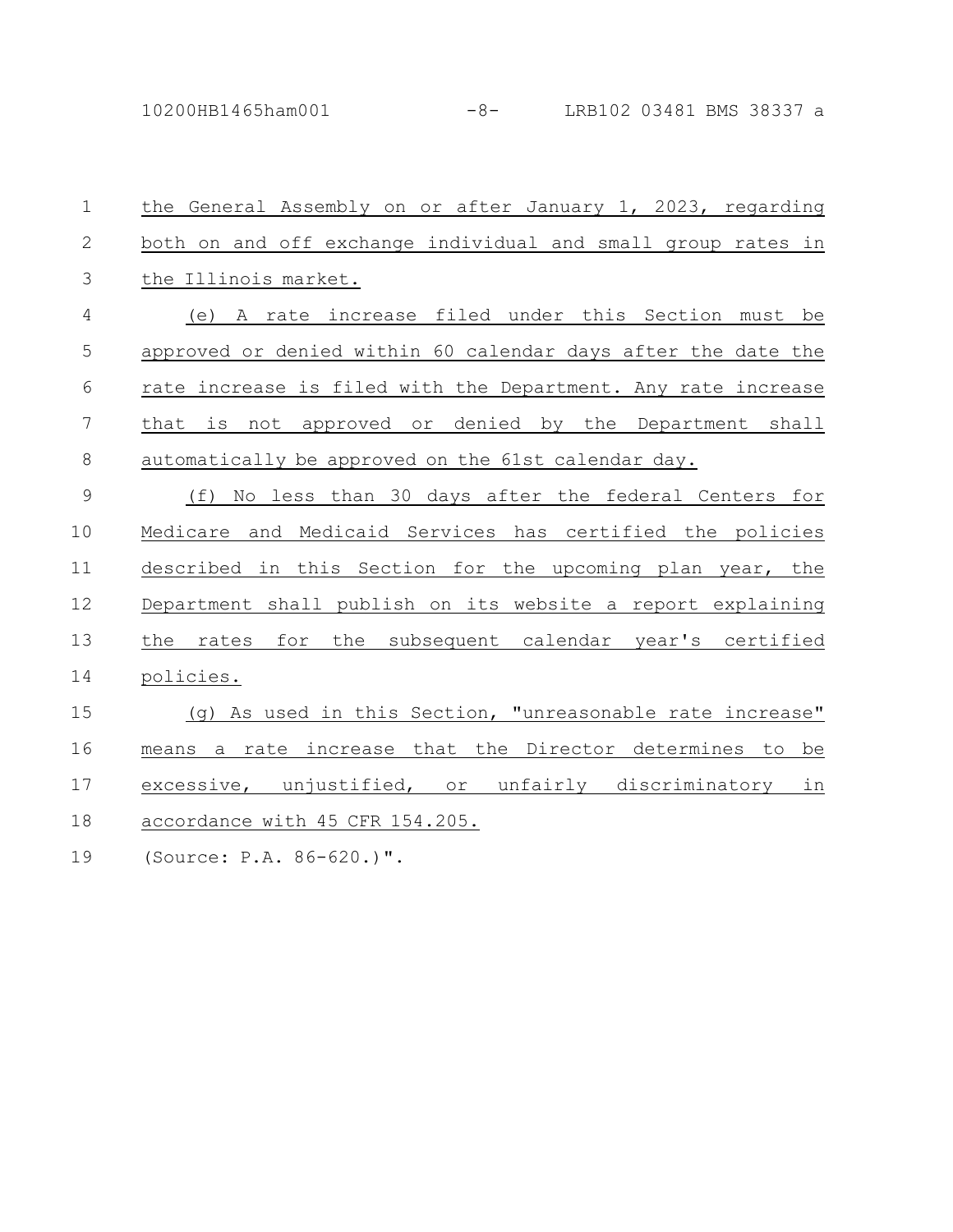the General Assembly on or after January 1, 2023, regarding both on and off exchange individual and small group rates in the Illinois market.

(e) A rate increase filed under this Section must be approved or denied within 60 calendar days after the date the rate increase is filed with the Department. Any rate increase that is not approved or denied by the Department shall automatically be approved on the 61st calendar day.

(f) No less than 30 days after the federal Centers for Medicare and Medicaid Services has certified the policies described in this Section for the upcoming plan year, the Department shall publish on its website a report explaining the rates for the subsequent calendar year's certified policies.

(g) As used in this Section, "unreasonable rate increase" means a rate increase that the Director determines to be excessive, unjustified, or unfairly discriminatory in accordance with 45 CFR 154.205.

(Source: P.A. 86-620.)".